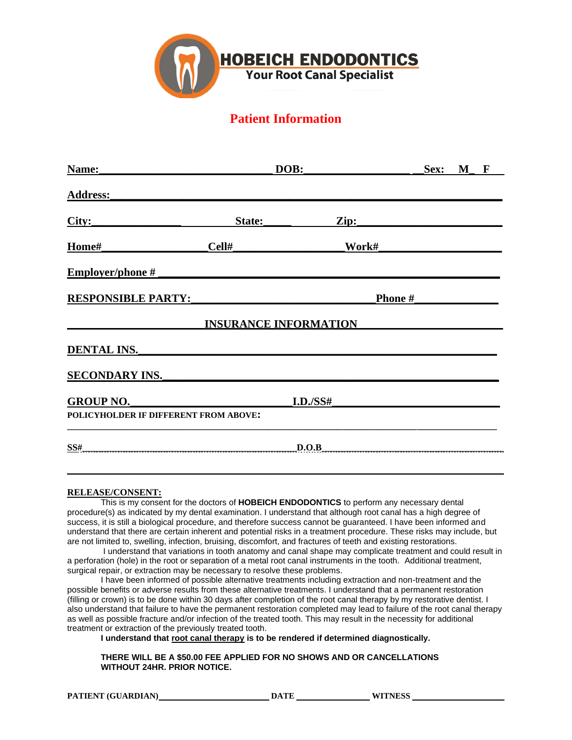**HOBEICH ENDODONTICS**
**Your Root Canal Specialist**

# Patient Information

**Name:**______________________________ **DOB:**__________________ **Sex:** M_ F

**Address:**____________________________________________________________

**City:**_______________ **State:**_____ **Zip:**______________________

**Home#**_______________ **Cell#**_________________ **Work#**__________________

**Employer/phone #** ____________________________________________________

**RESPONSIBLE PARTY:**______________________________ **Phone #**______________

## INSURANCE INFORMATION

**DENTAL INS.**__________________________________________________________

**SECONDARY INS.**______________________________________________________

**GROUP NO.**__________________________ **I.D./SS#**__________________________

**POLICYHOLDER IF DIFFERENT FROM ABOVE:**

______________________________________________________________________

**SS#**____________________________________ **D.O.B**_____________________________

______________________________________________________________________

**RELEASE/CONSENT:**

This is my consent for the doctors of **HOBEICH ENDODONTICS** to perform any necessary dental procedure(s) as indicated by my dental examination. I understand that although root canal has a high degree of success, it is still a biological procedure, and therefore success cannot be guaranteed. I have been informed and understand that there are certain inherent and potential risks in a treatment procedure. These risks may include, but are not limited to, swelling, infection, bruising, discomfort, and fractures of teeth and existing restorations.

I understand that variations in tooth anatomy and canal shape may complicate treatment and could result in a perforation (hole) in the root or separation of a metal root canal instruments in the tooth. Additional treatment, surgical repair, or extraction may be necessary to resolve these problems.

I have been informed of possible alternative treatments including extraction and non-treatment and the possible benefits or adverse results from these alternative treatments. I understand that a permanent restoration (filling or crown) is to be done within 30 days after completion of the root canal therapy by my restorative dentist. I also understand that failure to have the permanent restoration completed may lead to failure of the root canal therapy as well as possible fracture and/or infection of the treated tooth. This may result in the necessity for additional treatment or extraction of the previously treated tooth.

**I understand that root canal therapy is to be rendered if determined diagnostically.**

**THERE WILL BE A $50.00 FEE APPLIED FOR NO SHOWS AND OR CANCELLATIONS WITHOUT 24HR. PRIOR NOTICE.**

**PATIENT (GUARDIAN)**______________________ **DATE** _______________ **WITNESS** ____________________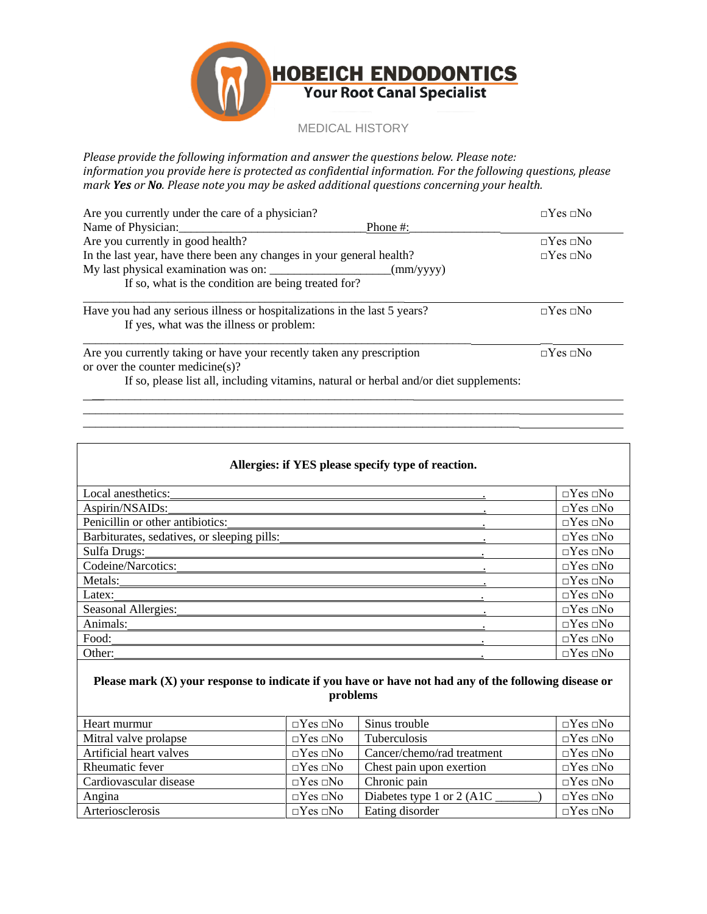# HOBEICH ENDODONTICS

**Your Root Canal Specialist**

MEDICAL HISTORY

*Please provide the following information and answer the questions below. Please note: information you provide here is protected as confidential information. For the following questions, please mark **Yes** or **No**. Please note you may be asked additional questions concerning your health.*

Are you currently under the care of a physician? □Yes □No

Name of Physician:______________________________ Phone #:_______________

Are you currently in good health? □Yes □No

In the last year, have there been any changes in your general health? □Yes □No

My last physical examination was on: ____________________(mm/yyyy)

If so, what is the condition are being treated for?

_______________________________________________________________________________

Have you had any serious illness or hospitalizations in the last 5 years? □Yes □No

If yes, what was the illness or problem:

_______________________________________________________________________________

Are you currently taking or have your recently taken any prescription or over the counter medicine(s)? □Yes □No

If so, please list all, including vitamins, natural or herbal and/or diet supplements:

_______________________________________________________________________________

_______________________________________________________________________________

_______________________________________________________________________________

| **Allergies: if YES please specify type of reaction.** | |
|---|---|
| Local anesthetics:______________________________________________. | □Yes □No |
| Aspirin/NSAIDs:______________________________________________. | □Yes □No |
| Penicillin or other antibiotics:______________________________________________. | □Yes □No |
| Barbiturates, sedatives, or sleeping pills:______________________________________________. | □Yes □No |
| Sulfa Drugs:______________________________________________. | □Yes □No |
| Codeine/Narcotics:______________________________________________. | □Yes □No |
| Metals:______________________________________________. | □Yes □No |
| Latex:______________________________________________. | □Yes □No |
| Seasonal Allergies:______________________________________________. | □Yes □No |
| Animals:______________________________________________. | □Yes □No |
| Food:______________________________________________. | □Yes □No |
| Other:______________________________________________. | □Yes □No |

**Please mark (X) your response to indicate if you have or have not had any of the following disease or problems**

| | | | |
|---|---|---|---|
| Heart murmur | □Yes □No | Sinus trouble | □Yes □No |
| Mitral valve prolapse | □Yes □No | Tuberculosis | □Yes □No |
| Artificial heart valves | □Yes □No | Cancer/chemo/rad treatment | □Yes □No |
| Rheumatic fever | □Yes □No | Chest pain upon exertion | □Yes □No |
| Cardiovascular disease | □Yes □No | Chronic pain | □Yes □No |
| Angina | □Yes □No | Diabetes type 1 or 2 (A1C _______) | □Yes □No |
| Arteriosclerosis | □Yes □No | Eating disorder | □Yes □No |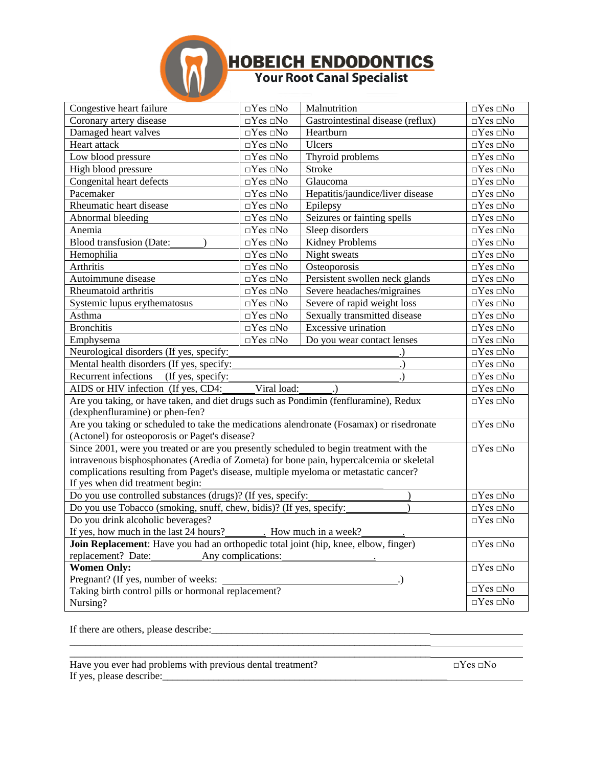# HOBEICH ENDODONTICS
## Your Root Canal Specialist

| | | | |
|---|---|---|---|
| Congestive heart failure | □Yes □No | Malnutrition | □Yes □No |
| Coronary artery disease | □Yes □No | Gastrointestinal disease (reflux) | □Yes □No |
| Damaged heart valves | □Yes □No | Heartburn | □Yes □No |
| Heart attack | □Yes □No | Ulcers | □Yes □No |
| Low blood pressure | □Yes □No | Thyroid problems | □Yes □No |
| High blood pressure | □Yes □No | Stroke | □Yes □No |
| Congenital heart defects | □Yes □No | Glaucoma | □Yes □No |
| Pacemaker | □Yes □No | Hepatitis/jaundice/liver disease | □Yes □No |
| Rheumatic heart disease | □Yes □No | Epilepsy | □Yes □No |
| Abnormal bleeding | □Yes □No | Seizures or fainting spells | □Yes □No |
| Anemia | □Yes □No | Sleep disorders | □Yes □No |
| Blood transfusion (Date:______) | □Yes □No | Kidney Problems | □Yes □No |
| Hemophilia | □Yes □No | Night sweats | □Yes □No |
| Arthritis | □Yes □No | Osteoporosis | □Yes □No |
| Autoimmune disease | □Yes □No | Persistent swollen neck glands | □Yes □No |
| Rheumatoid arthritis | □Yes □No | Severe headaches/migraines | □Yes □No |
| Systemic lupus erythematosus | □Yes □No | Severe of rapid weight loss | □Yes □No |
| Asthma | □Yes □No | Sexually transmitted disease | □Yes □No |
| Bronchitis | □Yes □No | Excessive urination | □Yes □No |
| Emphysema | □Yes □No | Do you wear contact lenses | □Yes □No |
| Neurological disorders (If yes, specify:______________________________.) | | | □Yes □No |
| Mental health disorders (If yes, specify:______________________________.) | | | □Yes □No |
| Recurrent infections (If yes, specify:______________________________.) | | | □Yes □No |
| AIDS or HIV infection (If yes, CD4:______Viral load:______.) | | | □Yes □No |
| Are you taking, or have taken, and diet drugs such as Pondimin (fenfluramine), Redux (dexphenfluramine) or phen-fen? | | | □Yes □No |
| Are you taking or scheduled to take the medications alendronate (Fosamax) or risedronate (Actonel) for osteoporosis or Paget's disease? | | | □Yes □No |
| Since 2001, were you treated or are you presently scheduled to begin treatment with the intravenous bisphosphonates (Aredia of Zometa) for bone pain, hypercalcemia or skeletal complications resulting from Paget's disease, multiple myeloma or metastatic cancer? If yes when did treatment begin:______________________________ | | | □Yes □No |
| Do you use controlled substances (drugs)? (If yes, specify:__________________) | | | □Yes □No |
| Do you use Tobacco (smoking, snuff, chew, bidis)? (If yes, specify:____________) | | | □Yes □No |
| Do you drink alcoholic beverages? If yes, how much in the last 24 hours?_______. How much in a week?________. | | | □Yes □No |
| **Join Replacement**: Have you had an orthopedic total joint (hip, knee, elbow, finger) replacement? Date:__________Any complications:__________________. | | | □Yes □No |
| **Women Only:** Pregnant? (If yes, number of weeks: ______________________________.) | | | □Yes □No |
| Taking birth control pills or hormonal replacement? | | | □Yes □No |
| Nursing? | | | □Yes □No |

If there are others, please describe:______________________________________________________

_____________________________________________________________________________

_____________________________________________________________________________

Have you ever had problems with previous dental treatment? □Yes □No

If yes, please describe:_____________________________________________________________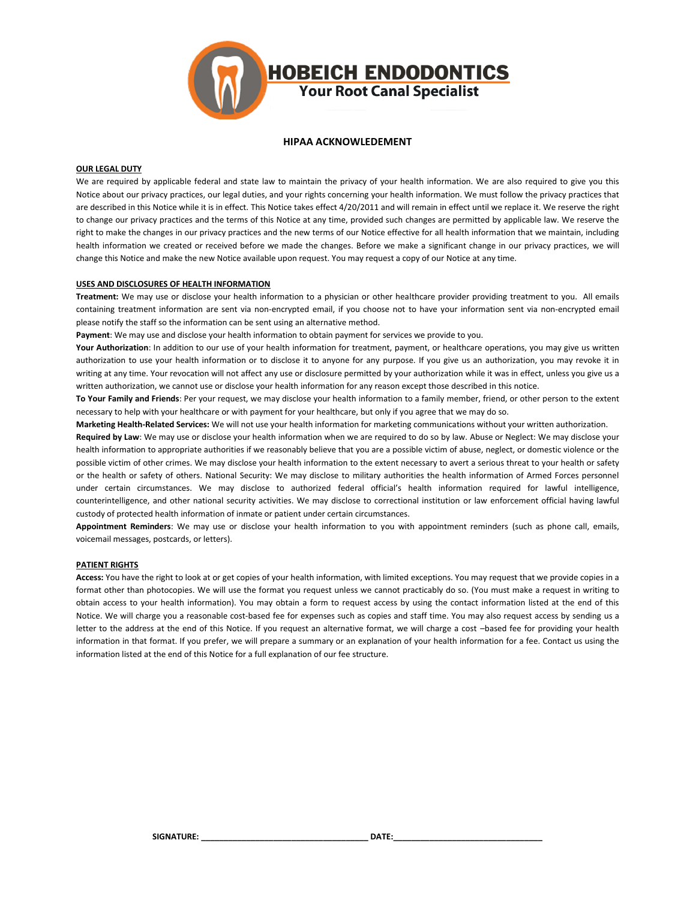**HOBEICH ENDODONTICS**
**Your Root Canal Specialist**

## HIPAA ACKNOWLEDEMENT

**OUR LEGAL DUTY**

We are required by applicable federal and state law to maintain the privacy of your health information. We are also required to give you this Notice about our privacy practices, our legal duties, and your rights concerning your health information. We must follow the privacy practices that are described in this Notice while it is in effect. This Notice takes effect 4/20/2011 and will remain in effect until we replace it. We reserve the right to change our privacy practices and the terms of this Notice at any time, provided such changes are permitted by applicable law. We reserve the right to make the changes in our privacy practices and the new terms of our Notice effective for all health information that we maintain, including health information we created or received before we made the changes. Before we make a significant change in our privacy practices, we will change this Notice and make the new Notice available upon request. You may request a copy of our Notice at any time.

**USES AND DISCLOSURES OF HEALTH INFORMATION**

**Treatment:** We may use or disclose your health information to a physician or other healthcare provider providing treatment to you. All emails containing treatment information are sent via non-encrypted email, if you choose not to have your information sent via non-encrypted email please notify the staff so the information can be sent using an alternative method.

**Payment**: We may use and disclose your health information to obtain payment for services we provide to you.

**Your Authorization**: In addition to our use of your health information for treatment, payment, or healthcare operations, you may give us written authorization to use your health information or to disclose it to anyone for any purpose. If you give us an authorization, you may revoke it in writing at any time. Your revocation will not affect any use or disclosure permitted by your authorization while it was in effect, unless you give us a written authorization, we cannot use or disclose your health information for any reason except those described in this notice.

**To Your Family and Friends**: Per your request, we may disclose your health information to a family member, friend, or other person to the extent necessary to help with your healthcare or with payment for your healthcare, but only if you agree that we may do so.

**Marketing Health-Related Services:** We will not use your health information for marketing communications without your written authorization.

**Required by Law**: We may use or disclose your health information when we are required to do so by law. Abuse or Neglect: We may disclose your health information to appropriate authorities if we reasonably believe that you are a possible victim of abuse, neglect, or domestic violence or the possible victim of other crimes. We may disclose your health information to the extent necessary to avert a serious threat to your health or safety or the health or safety of others. National Security: We may disclose to military authorities the health information of Armed Forces personnel under certain circumstances. We may disclose to authorized federal official's health information required for lawful intelligence, counterintelligence, and other national security activities. We may disclose to correctional institution or law enforcement official having lawful custody of protected health information of inmate or patient under certain circumstances.

**Appointment Reminders**: We may use or disclose your health information to you with appointment reminders (such as phone call, emails, voicemail messages, postcards, or letters).

**PATIENT RIGHTS**

**Access:** You have the right to look at or get copies of your health information, with limited exceptions. You may request that we provide copies in a format other than photocopies. We will use the format you request unless we cannot practicably do so. (You must make a request in writing to obtain access to your health information). You may obtain a form to request access by using the contact information listed at the end of this Notice. We will charge you a reasonable cost-based fee for expenses such as copies and staff time. You may also request access by sending us a letter to the address at the end of this Notice. If you request an alternative format, we will charge a cost –based fee for providing your health information in that format. If you prefer, we will prepare a summary or an explanation of your health information for a fee. Contact us using the information listed at the end of this Notice for a full explanation of our fee structure.

**SIGNATURE:** ____________________________________ **DATE:**________________________________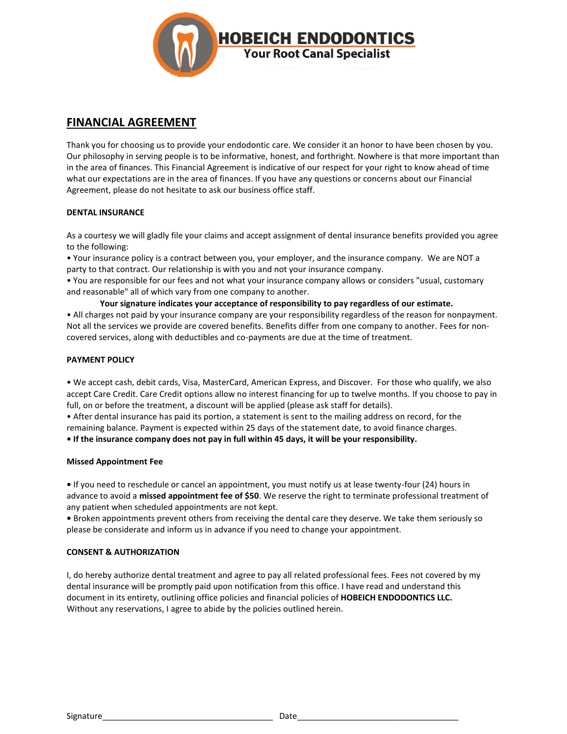# HOBEICH ENDODONTICS
Your Root Canal Specialist

## FINANCIAL AGREEMENT

Thank you for choosing us to provide your endodontic care. We consider it an honor to have been chosen by you. Our philosophy in serving people is to be informative, honest, and forthright. Nowhere is that more important than in the area of finances. This Financial Agreement is indicative of our respect for your right to know ahead of time what our expectations are in the area of finances. If you have any questions or concerns about our Financial Agreement, please do not hesitate to ask our business office staff.

**DENTAL INSURANCE**

As a courtesy we will gladly file your claims and accept assignment of dental insurance benefits provided you agree to the following:

• Your insurance policy is a contract between you, your employer, and the insurance company. We are NOT a party to that contract. Our relationship is with you and not your insurance company.

• You are responsible for our fees and not what your insurance company allows or considers "usual, customary and reasonable" all of which vary from one company to another.

**Your signature indicates your acceptance of responsibility to pay regardless of our estimate.**

• All charges not paid by your insurance company are your responsibility regardless of the reason for nonpayment. Not all the services we provide are covered benefits. Benefits differ from one company to another. Fees for non-covered services, along with deductibles and co-payments are due at the time of treatment.

**PAYMENT POLICY**

• We accept cash, debit cards, Visa, MasterCard, American Express, and Discover. For those who qualify, we also accept Care Credit. Care Credit options allow no interest financing for up to twelve months. If you choose to pay in full, on or before the treatment, a discount will be applied (please ask staff for details).

• After dental insurance has paid its portion, a statement is sent to the mailing address on record, for the remaining balance. Payment is expected within 25 days of the statement date, to avoid finance charges.

**• If the insurance company does not pay in full within 45 days, it will be your responsibility.**

**Missed Appointment Fee**

• If you need to reschedule or cancel an appointment, you must notify us at lease twenty-four (24) hours in advance to avoid a **missed appointment fee of $50**. We reserve the right to terminate professional treatment of any patient when scheduled appointments are not kept.

• Broken appointments prevent others from receiving the dental care they deserve. We take them seriously so please be considerate and inform us in advance if you need to change your appointment.

**CONSENT & AUTHORIZATION**

I, do hereby authorize dental treatment and agree to pay all related professional fees. Fees not covered by my dental insurance will be promptly paid upon notification from this office. I have read and understand this document in its entirety, outlining office policies and financial policies of **HOBEICH ENDODONTICS LLC.** Without any reservations, I agree to abide by the policies outlined herein.

Signature_____________________________________ Date___________________________________